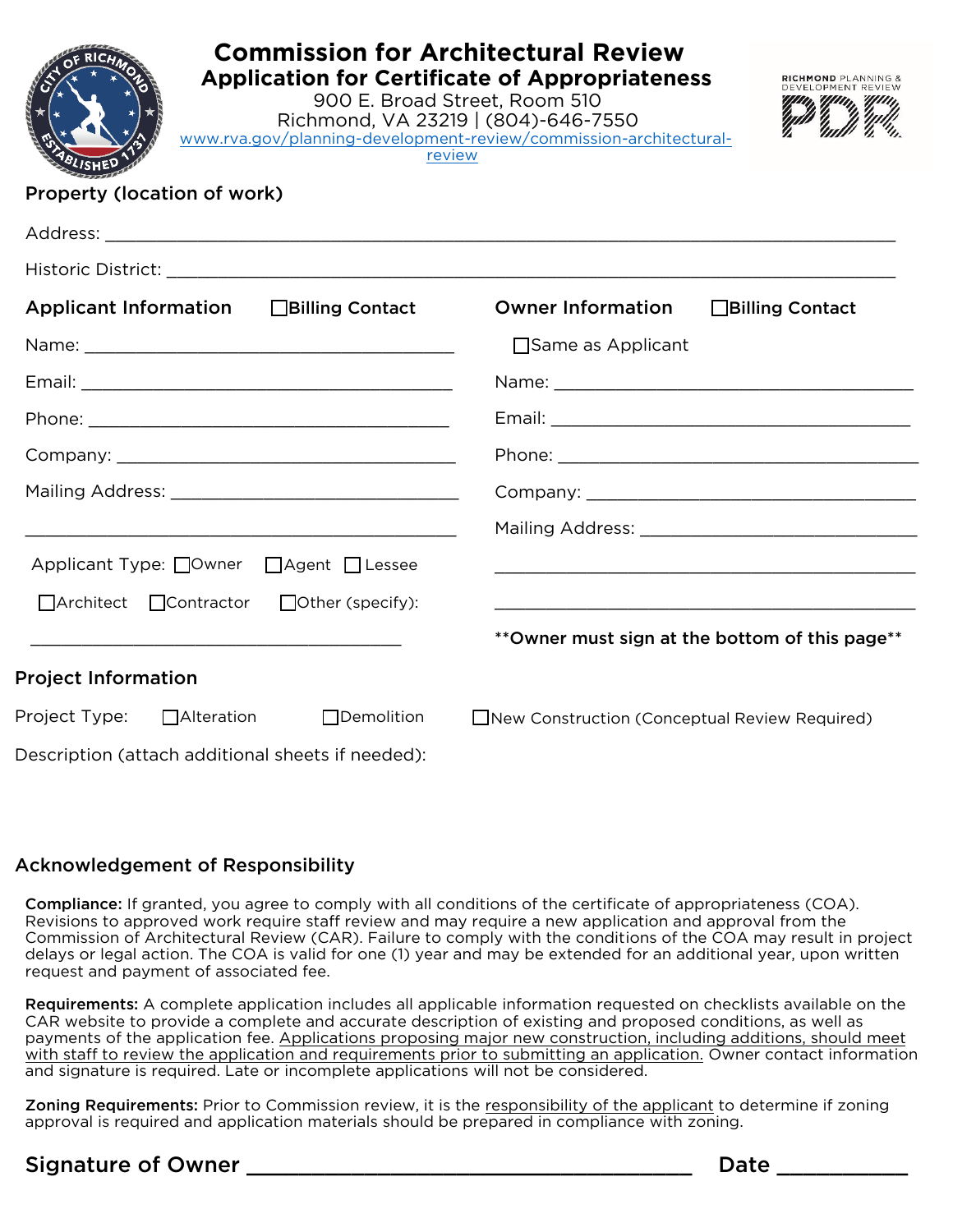# Commission for Architectural Review

## Application for Certificate of Appropriateness

900 E. Broad Street, Room 510
Richmond, VA 23219 | (804)-646-7550
www.rva.gov/planning-development-review/commission-architectural-review

RICHMOND PLANNING & DEVELOPMENT REVIEW
PDR

### Property (location of work)

Address: ______________________________________________

Historic District: ______________________________________________

### Applicant Information ☐Billing Contact

Name: ______________________________

Email: ______________________________

Phone: ______________________________

Company: ______________________________

Mailing Address: ______________________________

______________________________

Applicant Type: ☐Owner ☐Agent ☐Lessee

☐Architect ☐Contractor ☐Other (specify):

______________________________

### Owner Information ☐Billing Contact

☐Same as Applicant

Name: ______________________________

Email: ______________________________

Phone: ______________________________

Company: ______________________________

Mailing Address: ______________________________

______________________________

______________________________

**\*\*Owner must sign at the bottom of this page\*\***

### Project Information

Project Type: ☐Alteration ☐Demolition ☐New Construction (Conceptual Review Required)

Description (attach additional sheets if needed):

### Acknowledgement of Responsibility

**Compliance:** If granted, you agree to comply with all conditions of the certificate of appropriateness (COA). Revisions to approved work require staff review and may require a new application and approval from the Commission of Architectural Review (CAR). Failure to comply with the conditions of the COA may result in project delays or legal action. The COA is valid for one (1) year and may be extended for an additional year, upon written request and payment of associated fee.

**Requirements:** A complete application includes all applicable information requested on checklists available on the CAR website to provide a complete and accurate description of existing and proposed conditions, as well as payments of the application fee. Applications proposing major new construction, including additions, should meet with staff to review the application and requirements prior to submitting an application. Owner contact information and signature is required. Late or incomplete applications will not be considered.

**Zoning Requirements:** Prior to Commission review, it is the responsibility of the applicant to determine if zoning approval is required and application materials should be prepared in compliance with zoning.

**Signature of Owner** ______________________________ **Date** __________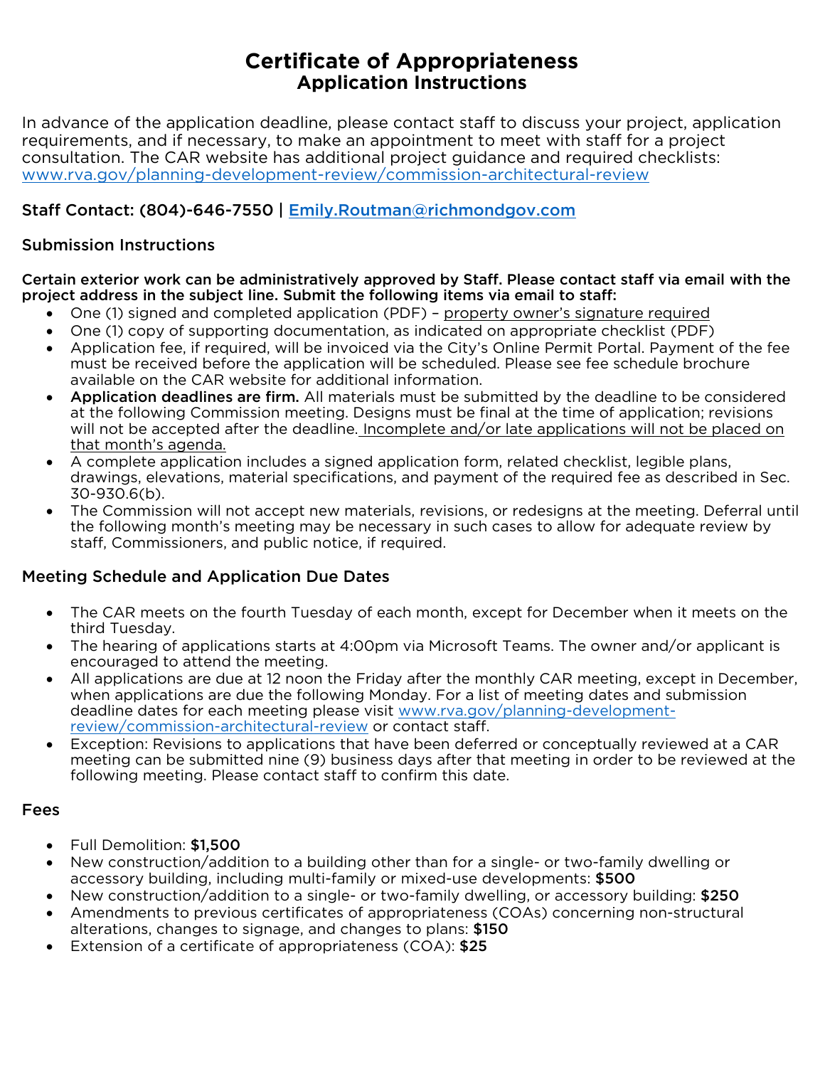# Certificate of Appropriateness
## Application Instructions

In advance of the application deadline, please contact staff to discuss your project, application requirements, and if necessary, to make an appointment to meet with staff for a project consultation. The CAR website has additional project guidance and required checklists: [www.rva.gov/planning-development-review/commission-architectural-review](www.rva.gov/planning-development-review/commission-architectural-review)

**Staff Contact: (804)-646-7550 | [Emily.Routman@richmondgov.com](mailto:Emily.Routman@richmondgov.com)**

### Submission Instructions

**Certain exterior work can be administratively approved by Staff. Please contact staff via email with the project address in the subject line. Submit the following items via email to staff:**

- One (1) signed and completed application (PDF) – property owner's signature required
- One (1) copy of supporting documentation, as indicated on appropriate checklist (PDF)
- Application fee, if required, will be invoiced via the City's Online Permit Portal. Payment of the fee must be received before the application will be scheduled. Please see fee schedule brochure available on the CAR website for additional information.
- **Application deadlines are firm.** All materials must be submitted by the deadline to be considered at the following Commission meeting. Designs must be final at the time of application; revisions will not be accepted after the deadline. Incomplete and/or late applications will not be placed on that month's agenda.
- A complete application includes a signed application form, related checklist, legible plans, drawings, elevations, material specifications, and payment of the required fee as described in Sec. 30-930.6(b).
- The Commission will not accept new materials, revisions, or redesigns at the meeting. Deferral until the following month's meeting may be necessary in such cases to allow for adequate review by staff, Commissioners, and public notice, if required.

### Meeting Schedule and Application Due Dates

- The CAR meets on the fourth Tuesday of each month, except for December when it meets on the third Tuesday.
- The hearing of applications starts at 4:00pm via Microsoft Teams. The owner and/or applicant is encouraged to attend the meeting.
- All applications are due at 12 noon the Friday after the monthly CAR meeting, except in December, when applications are due the following Monday. For a list of meeting dates and submission deadline dates for each meeting please visit [www.rva.gov/planning-development-review/commission-architectural-review](www.rva.gov/planning-development-review/commission-architectural-review) or contact staff.
- Exception: Revisions to applications that have been deferred or conceptually reviewed at a CAR meeting can be submitted nine (9) business days after that meeting in order to be reviewed at the following meeting. Please contact staff to confirm this date.

### Fees

- Full Demolition: **$1,500**
- New construction/addition to a building other than for a single- or two-family dwelling or accessory building, including multi-family or mixed-use developments: **$500**
- New construction/addition to a single- or two-family dwelling, or accessory building: **$250**
- Amendments to previous certificates of appropriateness (COAs) concerning non-structural alterations, changes to signage, and changes to plans: **$150**
- Extension of a certificate of appropriateness (COA): **$25**